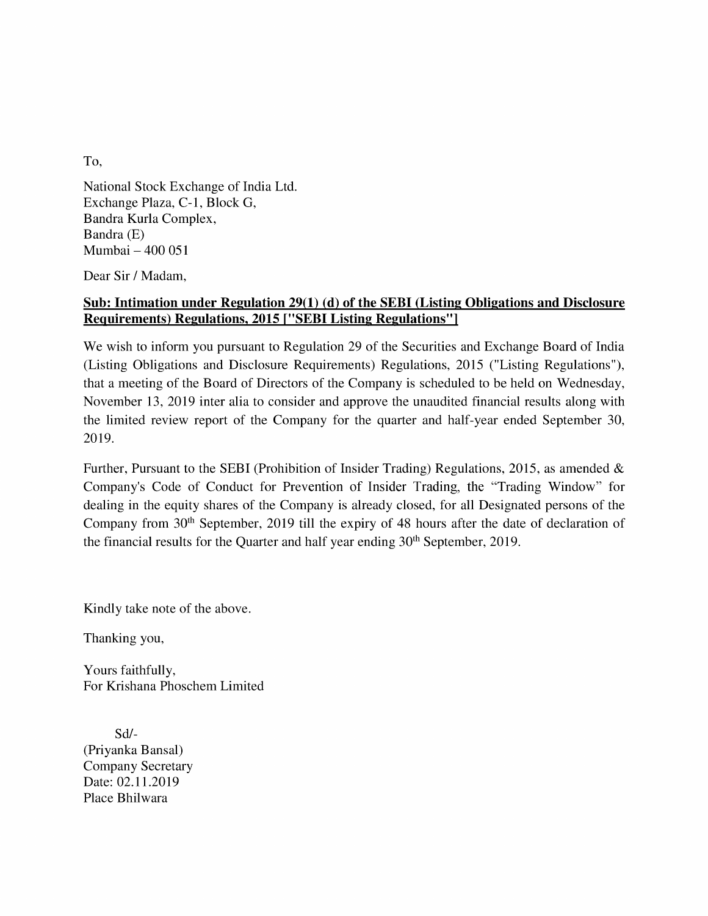To,

National Stock Exchange of India Ltd.
Exchange Plaza, C-1, Block G,
Bandra Kurla Complex,
Bandra (E)
Mumbai – 400 051

Dear Sir / Madam,

**Sub: Intimation under Regulation 29(1) (d) of the SEBI (Listing Obligations and Disclosure Requirements) Regulations, 2015 ["SEBI Listing Regulations"]**

We wish to inform you pursuant to Regulation 29 of the Securities and Exchange Board of India (Listing Obligations and Disclosure Requirements) Regulations, 2015 ("Listing Regulations"), that a meeting of the Board of Directors of the Company is scheduled to be held on Wednesday, November 13, 2019 inter alia to consider and approve the unaudited financial results along with the limited review report of the Company for the quarter and half-year ended September 30, 2019.

Further, Pursuant to the SEBI (Prohibition of Insider Trading) Regulations, 2015, as amended & Company's Code of Conduct for Prevention of Insider Trading, the "Trading Window" for dealing in the equity shares of the Company is already closed, for all Designated persons of the Company from 30th September, 2019 till the expiry of 48 hours after the date of declaration of the financial results for the Quarter and half year ending 30th September, 2019.

Kindly take note of the above.

Thanking you,

Yours faithfully,
For Krishana Phoschem Limited

Sd/-
(Priyanka Bansal)
Company Secretary
Date: 02.11.2019
Place Bhilwara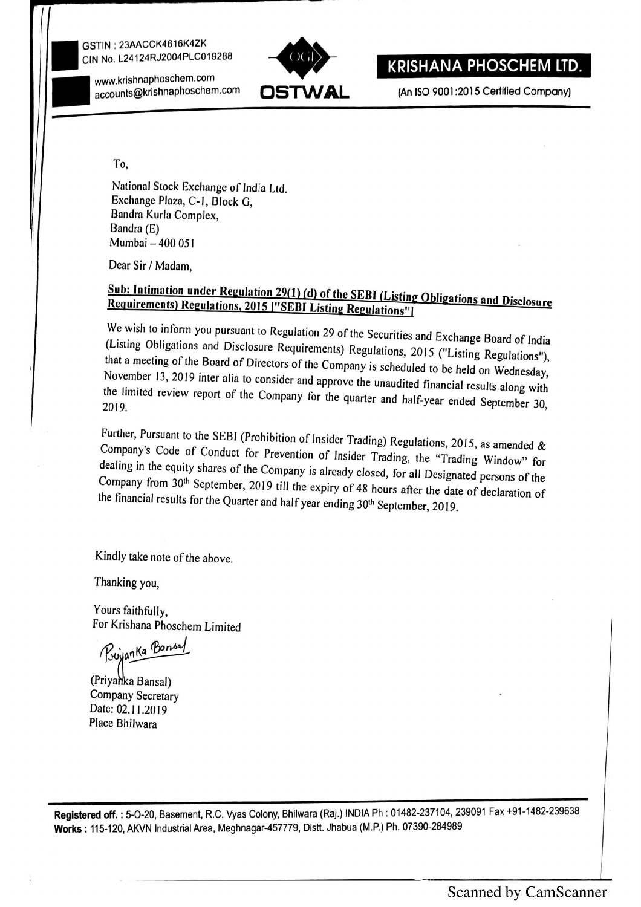GSTIN : 23AACCK4616K4ZK
CIN No. L24124RJ2004PLC019288

www.krishnaphoschem.com
accounts@krishnaphoschem.com

OSTWAL

**KRISHANA PHOSCHEM LTD.**

(An ISO 9001:2015 Certified Company)

To,

National Stock Exchange of India Ltd.
Exchange Plaza, C-1, Block G,
Bandra Kurla Complex,
Bandra (E)
Mumbai – 400 051

Dear Sir / Madam,

**Sub: Intimation under Regulation 29(1) (d) of the SEBI (Listing Obligations and Disclosure Requirements) Regulations, 2015 ["SEBI Listing Regulations"]**

We wish to inform you pursuant to Regulation 29 of the Securities and Exchange Board of India (Listing Obligations and Disclosure Requirements) Regulations, 2015 ("Listing Regulations"), that a meeting of the Board of Directors of the Company is scheduled to be held on Wednesday, November 13, 2019 inter alia to consider and approve the unaudited financial results along with the limited review report of the Company for the quarter and half-year ended September 30, 2019.

Further, Pursuant to the SEBI (Prohibition of Insider Trading) Regulations, 2015, as amended & Company's Code of Conduct for Prevention of Insider Trading, the "Trading Window" for dealing in the equity shares of the Company is already closed, for all Designated persons of the Company from 30th September, 2019 till the expiry of 48 hours after the date of declaration of the financial results for the Quarter and half year ending 30th September, 2019.

Kindly take note of the above.

Thanking you,

Yours faithfully,
For Krishana Phoschem Limited

Priyanka Bansal

(Priyanka Bansal)
Company Secretary
Date: 02.11.2019
Place Bhilwara

**Registered off. :** 5-O-20, Basement, R.C. Vyas Colony, Bhilwara (Raj.) INDIA Ph : 01482-237104, 239091 Fax +91-1482-239638
**Works :** 115-120, AKVN Industrial Area, Meghnagar-457779, Distt. Jhabua (M.P.) Ph. 07390-284989